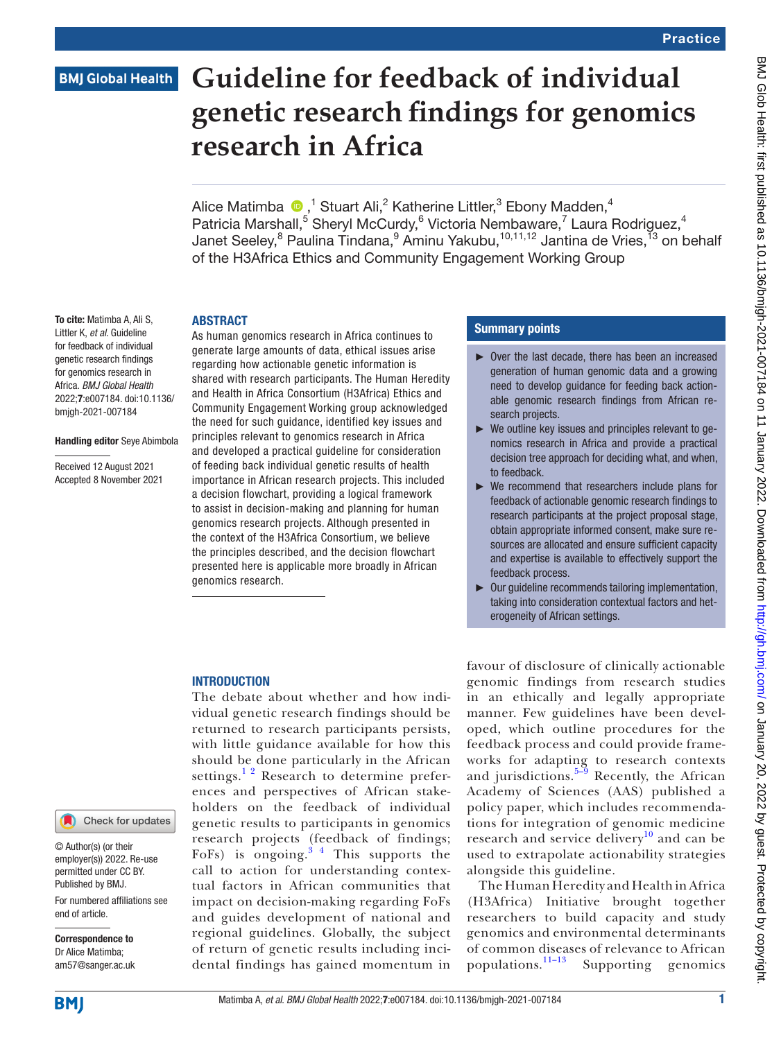# Guideline for feedback of individual genetic research findings for genomics research in Africa

Alice Matimba[1], Stuart Ali,[2] Katherine Littler,[3] Ebony Madden,[4] Patricia Marshall,[5] Sheryl McCurdy,[6] Victoria Nembaware,[7] Laura Rodriguez,[4] Janet Seeley,[8] Paulina Tindana,[9] Aminu Yakubu,[10,11,12] Jantina de Vries,[13] on behalf of the H3Africa Ethics and Community Engagement Working Group

**To cite:** Matimba A, Ali S, Littler K, *et al*. Guideline for feedback of individual genetic research findings for genomics research in Africa. *BMJ Global Health* 2022;**7**:e007184. doi:10.1136/bmjgh-2021-007184

**Handling editor** Seye Abimbola

Received 12 August 2021
Accepted 8 November 2021

© Author(s) (or their employer(s)) 2022. Re-use permitted under CC BY. Published by BMJ.

For numbered affiliations see end of article.

**Correspondence to**
Dr Alice Matimba;
am57@sanger.ac.uk

## ABSTRACT

As human genomics research in Africa continues to generate large amounts of data, ethical issues arise regarding how actionable genetic information is shared with research participants. The Human Heredity and Health in Africa Consortium (H3Africa) Ethics and Community Engagement Working group acknowledged the need for such guidance, identified key issues and principles relevant to genomics research in Africa and developed a practical guideline for consideration of feeding back individual genetic results of health importance in African research projects. This included a decision flowchart, providing a logical framework to assist in decision-making and planning for human genomics research projects. Although presented in the context of the H3Africa Consortium, we believe the principles described, and the decision flowchart presented here is applicable more broadly in African genomics research.

## Summary points

- Over the last decade, there has been an increased generation of human genomic data and a growing need to develop guidance for feeding back actionable genomic research findings from African research projects.
- We outline key issues and principles relevant to genomics research in Africa and provide a practical decision tree approach for deciding what, and when, to feedback.
- We recommend that researchers include plans for feedback of actionable genomic research findings to research participants at the project proposal stage, obtain appropriate informed consent, make sure resources are allocated and ensure sufficient capacity and expertise is available to effectively support the feedback process.
- Our guideline recommends tailoring implementation, taking into consideration contextual factors and heterogeneity of African settings.

## INTRODUCTION

The debate about whether and how individual genetic research findings should be returned to research participants persists, with little guidance available for how this should be done particularly in the African settings.[1 2] Research to determine preferences and perspectives of African stakeholders on the feedback of individual genetic results to participants in genomics research projects (feedback of findings; FoFs) is ongoing.[3 4] This supports the call to action for understanding contextual factors in African communities that impact on decision-making regarding FoFs and guides development of national and regional guidelines. Globally, the subject of return of genetic results including incidental findings has gained momentum in favour of disclosure of clinically actionable genomic findings from research studies in an ethically and legally appropriate manner. Few guidelines have been developed, which outline procedures for the feedback process and could provide frameworks for adapting to research contexts and jurisdictions.[5–9] Recently, the African Academy of Sciences (AAS) published a policy paper, which includes recommendations for integration of genomic medicine research and service delivery[10] and can be used to extrapolate actionability strategies alongside this guideline.

The Human Heredity and Health in Africa (H3Africa) Initiative brought together researchers to build capacity and study genomics and environmental determinants of common diseases of relevance to African populations.[11–13] Supporting genomics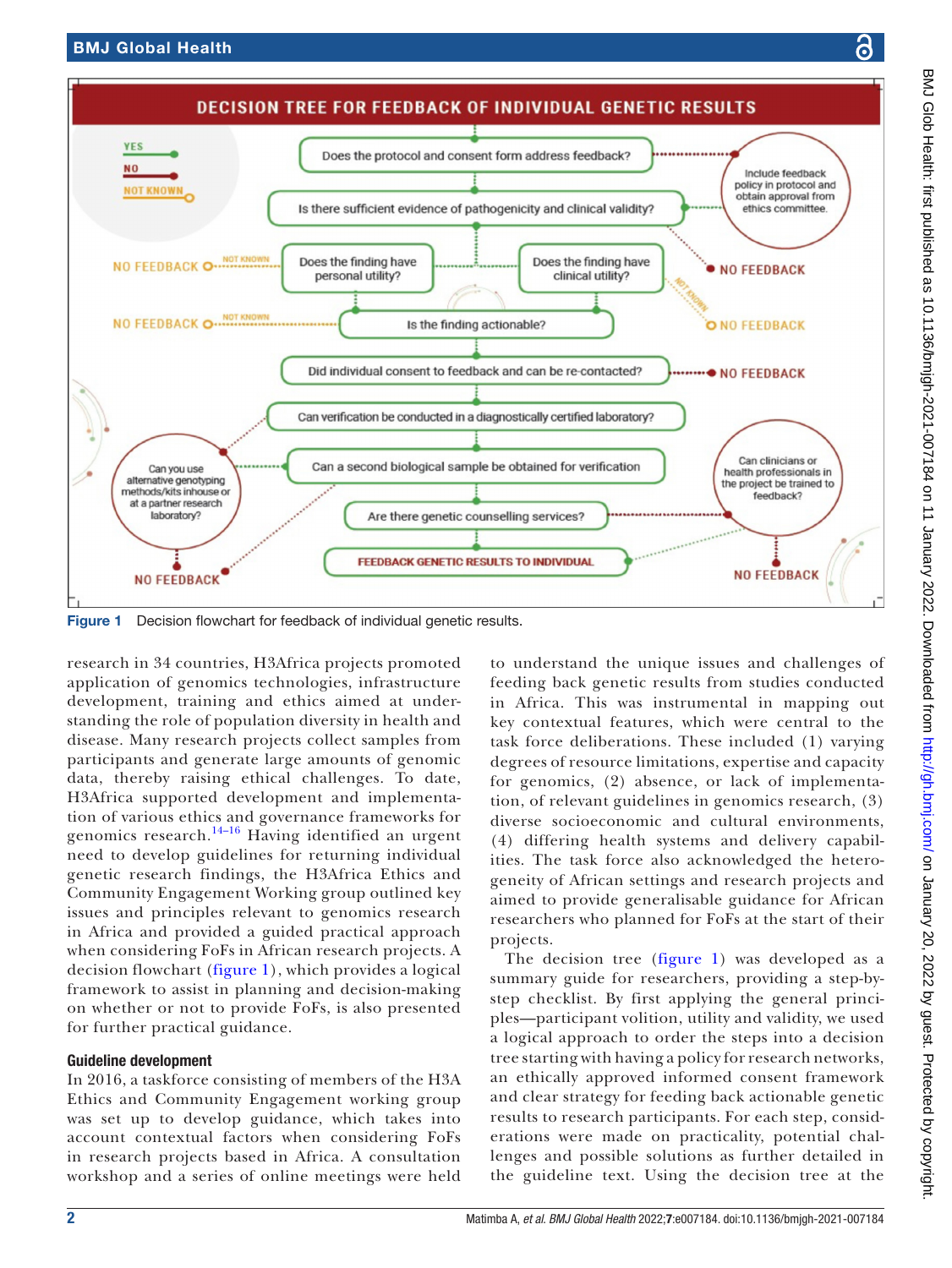Figure 1 Decision flowchart for feedback of individual genetic results.

research in 34 countries, H3Africa projects promoted application of genomics technologies, infrastructure development, training and ethics aimed at understanding the role of population diversity in health and disease. Many research projects collect samples from participants and generate large amounts of genomic data, thereby raising ethical challenges. To date, H3Africa supported development and implementation of various ethics and governance frameworks for genomics research.[14–16] Having identified an urgent need to develop guidelines for returning individual genetic research findings, the H3Africa Ethics and Community Engagement Working group outlined key issues and principles relevant to genomics research in Africa and provided a guided practical approach when considering FoFs in African research projects. A decision flowchart (figure 1), which provides a logical framework to assist in planning and decision-making on whether or not to provide FoFs, is also presented for further practical guidance.

### Guideline development

In 2016, a taskforce consisting of members of the H3A Ethics and Community Engagement working group was set up to develop guidance, which takes into account contextual factors when considering FoFs in research projects based in Africa. A consultation workshop and a series of online meetings were held to understand the unique issues and challenges of feeding back genetic results from studies conducted in Africa. This was instrumental in mapping out key contextual features, which were central to the task force deliberations. These included (1) varying degrees of resource limitations, expertise and capacity for genomics, (2) absence, or lack of implementation, of relevant guidelines in genomics research, (3) diverse socioeconomic and cultural environments, (4) differing health systems and delivery capabilities. The task force also acknowledged the heterogeneity of African settings and research projects and aimed to provide generalisable guidance for African researchers who planned for FoFs at the start of their projects.

The decision tree (figure 1) was developed as a summary guide for researchers, providing a step-by-step checklist. By first applying the general principles—participant volition, utility and validity, we used a logical approach to order the steps into a decision tree starting with having a policy for research networks, an ethically approved informed consent framework and clear strategy for feeding back actionable genetic results to research participants. For each step, considerations were made on practicality, potential challenges and possible solutions as further detailed in the guideline text. Using the decision tree at the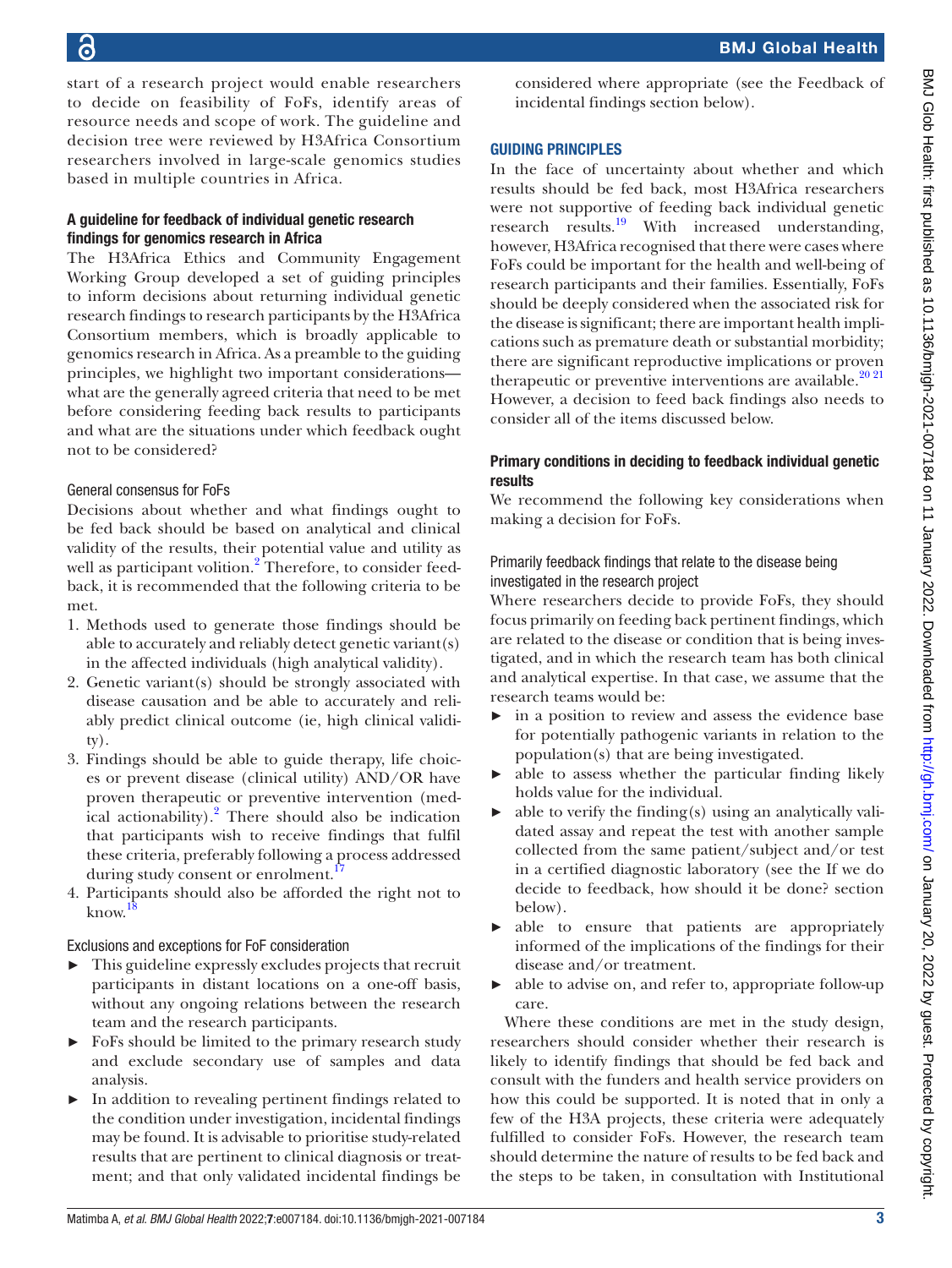start of a research project would enable researchers to decide on feasibility of FoFs, identify areas of resource needs and scope of work. The guideline and decision tree were reviewed by H3Africa Consortium researchers involved in large-scale genomics studies based in multiple countries in Africa.

### A guideline for feedback of individual genetic research findings for genomics research in Africa

The H3Africa Ethics and Community Engagement Working Group developed a set of guiding principles to inform decisions about returning individual genetic research findings to research participants by the H3Africa Consortium members, which is broadly applicable to genomics research in Africa. As a preamble to the guiding principles, we highlight two important considerations—what are the generally agreed criteria that need to be met before considering feeding back results to participants and what are the situations under which feedback ought not to be considered?

#### General consensus for FoFs

Decisions about whether and what findings ought to be fed back should be based on analytical and clinical validity of the results, their potential value and utility as well as participant volition.[2] Therefore, to consider feedback, it is recommended that the following criteria to be met.

1. Methods used to generate those findings should be able to accurately and reliably detect genetic variant(s) in the affected individuals (high analytical validity).
2. Genetic variant(s) should be strongly associated with disease causation and be able to accurately and reliably predict clinical outcome (ie, high clinical validity).
3. Findings should be able to guide therapy, life choices or prevent disease (clinical utility) AND/OR have proven therapeutic or preventive intervention (medical actionability).[2] There should also be indication that participants wish to receive findings that fulfil these criteria, preferably following a process addressed during study consent or enrolment.[17]
4. Participants should also be afforded the right not to know.[18]

#### Exclusions and exceptions for FoF consideration

- This guideline expressly excludes projects that recruit participants in distant locations on a one-off basis, without any ongoing relations between the research team and the research participants.
- FoFs should be limited to the primary research study and exclude secondary use of samples and data analysis.
- In addition to revealing pertinent findings related to the condition under investigation, incidental findings may be found. It is advisable to prioritise study-related results that are pertinent to clinical diagnosis or treatment; and that only validated incidental findings be considered where appropriate (see the Feedback of incidental findings section below).

## GUIDING PRINCIPLES

In the face of uncertainty about whether and which results should be fed back, most H3Africa researchers were not supportive of feeding back individual genetic research results.[19] With increased understanding, however, H3Africa recognised that there were cases where FoFs could be important for the health and well-being of research participants and their families. Essentially, FoFs should be deeply considered when the associated risk for the disease is significant; there are important health implications such as premature death or substantial morbidity; there are significant reproductive implications or proven therapeutic or preventive interventions are available.[20,21] However, a decision to feed back findings also needs to consider all of the items discussed below.

### Primary conditions in deciding to feedback individual genetic results

We recommend the following key considerations when making a decision for FoFs.

#### Primarily feedback findings that relate to the disease being investigated in the research project

Where researchers decide to provide FoFs, they should focus primarily on feeding back pertinent findings, which are related to the disease or condition that is being investigated, and in which the research team has both clinical and analytical expertise. In that case, we assume that the research teams would be:

- in a position to review and assess the evidence base for potentially pathogenic variants in relation to the population(s) that are being investigated.
- able to assess whether the particular finding likely holds value for the individual.
- able to verify the finding(s) using an analytically validated assay and repeat the test with another sample collected from the same patient/subject and/or test in a certified diagnostic laboratory (see the If we do decide to feedback, how should it be done? section below).
- able to ensure that patients are appropriately informed of the implications of the findings for their disease and/or treatment.
- able to advise on, and refer to, appropriate follow-up care.

Where these conditions are met in the study design, researchers should consider whether their research is likely to identify findings that should be fed back and consult with the funders and health service providers on how this could be supported. It is noted that in only a few of the H3A projects, these criteria were adequately fulfilled to consider FoFs. However, the research team should determine the nature of results to be fed back and the steps to be taken, in consultation with Institutional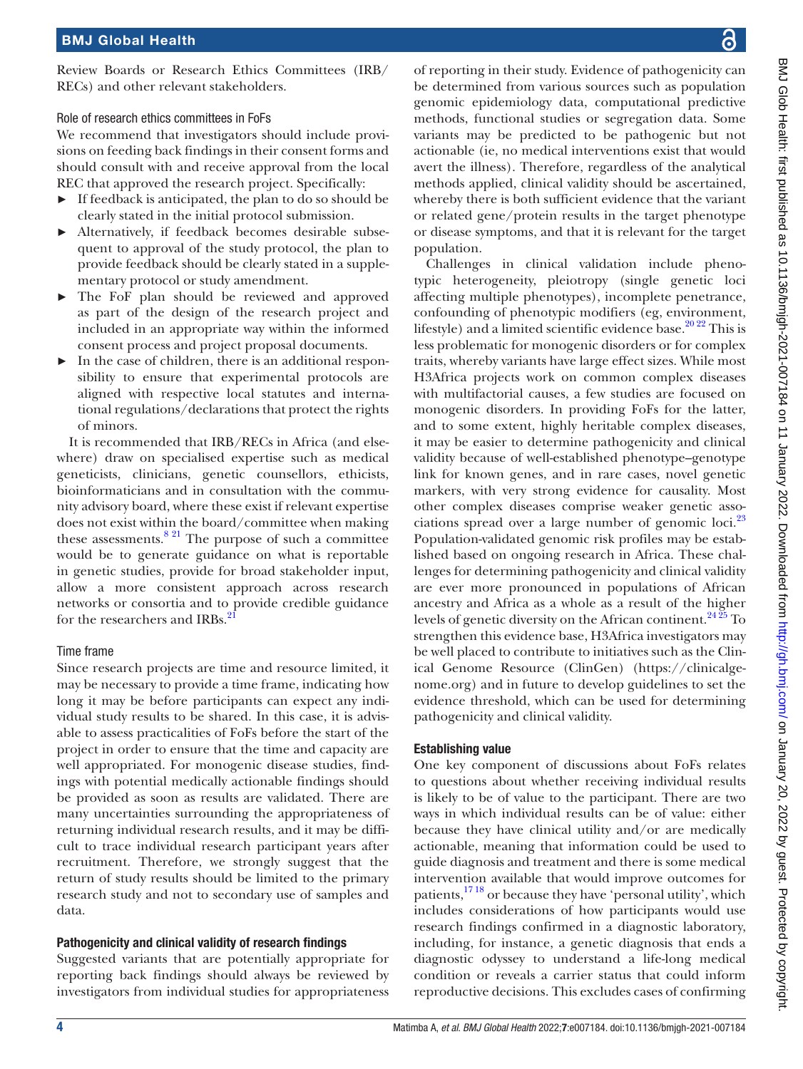Review Boards or Research Ethics Committees (IRB/RECs) and other relevant stakeholders.

### Role of research ethics committees in FoFs

We recommend that investigators should include provisions on feeding back findings in their consent forms and should consult with and receive approval from the local REC that approved the research project. Specifically:

- If feedback is anticipated, the plan to do so should be clearly stated in the initial protocol submission.
- Alternatively, if feedback becomes desirable subsequent to approval of the study protocol, the plan to provide feedback should be clearly stated in a supplementary protocol or study amendment.
- The FoF plan should be reviewed and approved as part of the design of the research project and included in an appropriate way within the informed consent process and project proposal documents.
- In the case of children, there is an additional responsibility to ensure that experimental protocols are aligned with respective local statutes and international regulations/declarations that protect the rights of minors.

It is recommended that IRB/RECs in Africa (and elsewhere) draw on specialised expertise such as medical geneticists, clinicians, genetic counsellors, ethicists, bioinformaticians and in consultation with the community advisory board, where these exist if relevant expertise does not exist within the board/committee when making these assessments.[8,21] The purpose of such a committee would be to generate guidance on what is reportable in genetic studies, provide for broad stakeholder input, allow a more consistent approach across research networks or consortia and to provide credible guidance for the researchers and IRBs.[21]

### Time frame

Since research projects are time and resource limited, it may be necessary to provide a time frame, indicating how long it may be before participants can expect any individual study results to be shared. In this case, it is advisable to assess practicalities of FoFs before the start of the project in order to ensure that the time and capacity are well appropriated. For monogenic disease studies, findings with potential medically actionable findings should be provided as soon as results are validated. There are many uncertainties surrounding the appropriateness of returning individual research results, and it may be difficult to trace individual research participant years after recruitment. Therefore, we strongly suggest that the return of study results should be limited to the primary research study and not to secondary use of samples and data.

### Pathogenicity and clinical validity of research findings

Suggested variants that are potentially appropriate for reporting back findings should always be reviewed by investigators from individual studies for appropriateness of reporting in their study. Evidence of pathogenicity can be determined from various sources such as population genomic epidemiology data, computational predictive methods, functional studies or segregation data. Some variants may be predicted to be pathogenic but not actionable (ie, no medical interventions exist that would avert the illness). Therefore, regardless of the analytical methods applied, clinical validity should be ascertained, whereby there is both sufficient evidence that the variant or related gene/protein results in the target phenotype or disease symptoms, and that it is relevant for the target population.

Challenges in clinical validation include phenotypic heterogeneity, pleiotropy (single genetic loci affecting multiple phenotypes), incomplete penetrance, confounding of phenotypic modifiers (eg, environment, lifestyle) and a limited scientific evidence base.[20,22] This is less problematic for monogenic disorders or for complex traits, whereby variants have large effect sizes. While most H3Africa projects work on common complex diseases with multifactorial causes, a few studies are focused on monogenic disorders. In providing FoFs for the latter, and to some extent, highly heritable complex diseases, it may be easier to determine pathogenicity and clinical validity because of well-established phenotype–genotype link for known genes, and in rare cases, novel genetic markers, with very strong evidence for causality. Most other complex diseases comprise weaker genetic associations spread over a large number of genomic loci.[23] Population-validated genomic risk profiles may be established based on ongoing research in Africa. These challenges for determining pathogenicity and clinical validity are ever more pronounced in populations of African ancestry and Africa as a whole as a result of the higher levels of genetic diversity on the African continent.[24,25] To strengthen this evidence base, H3Africa investigators may be well placed to contribute to initiatives such as the Clinical Genome Resource (ClinGen) (https://clinicalgenome.org) and in future to develop guidelines to set the evidence threshold, which can be used for determining pathogenicity and clinical validity.

### Establishing value

One key component of discussions about FoFs relates to questions about whether receiving individual results is likely to be of value to the participant. There are two ways in which individual results can be of value: either because they have clinical utility and/or are medically actionable, meaning that information could be used to guide diagnosis and treatment and there is some medical intervention available that would improve outcomes for patients,[17,18] or because they have 'personal utility', which includes considerations of how participants would use research findings confirmed in a diagnostic laboratory, including, for instance, a genetic diagnosis that ends a diagnostic odyssey to understand a life-long medical condition or reveals a carrier status that could inform reproductive decisions. This excludes cases of confirming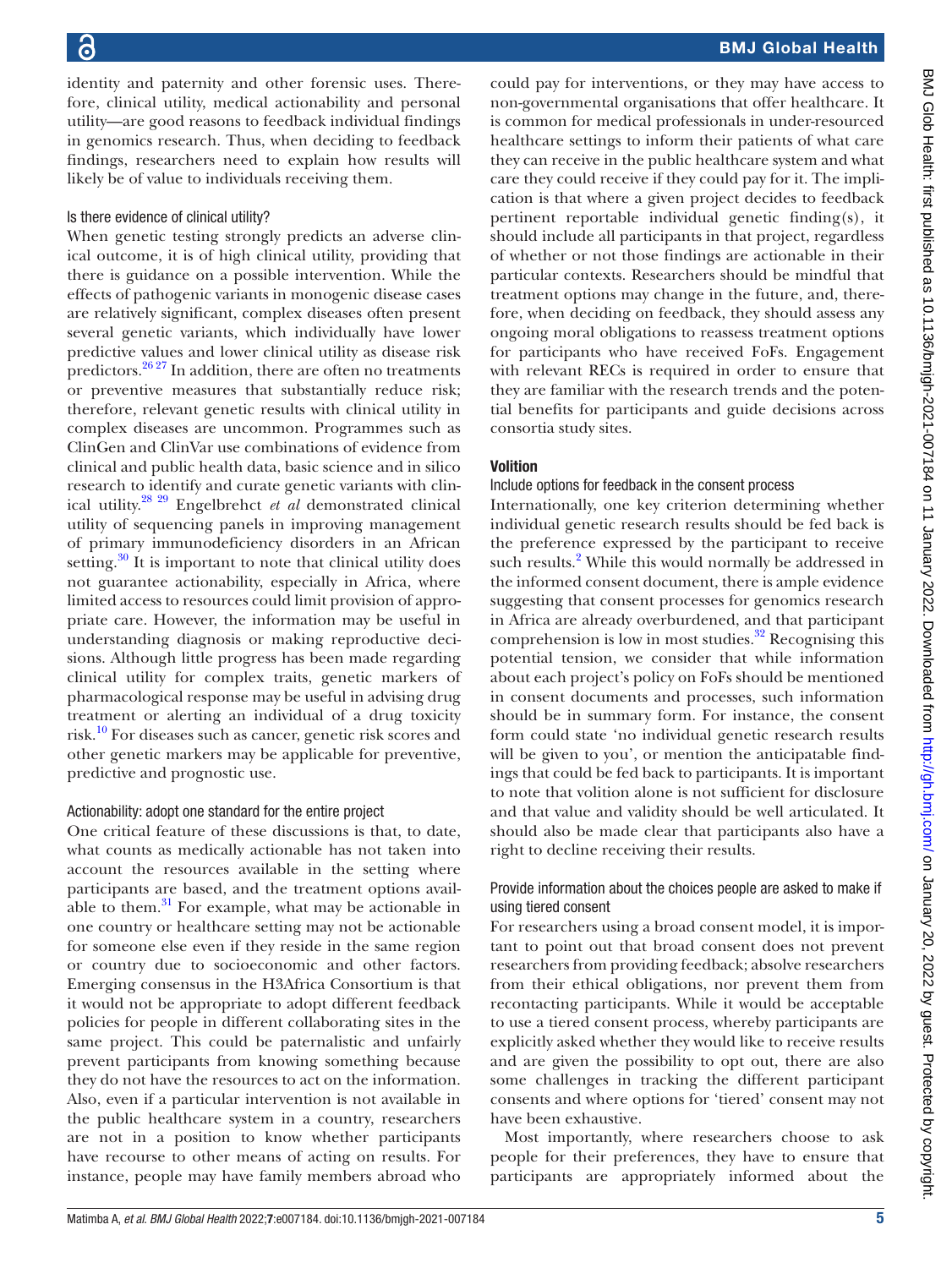identity and paternity and other forensic uses. Therefore, clinical utility, medical actionability and personal utility—are good reasons to feedback individual findings in genomics research. Thus, when deciding to feedback findings, researchers need to explain how results will likely be of value to individuals receiving them.

### Is there evidence of clinical utility?

When genetic testing strongly predicts an adverse clinical outcome, it is of high clinical utility, providing that there is guidance on a possible intervention. While the effects of pathogenic variants in monogenic disease cases are relatively significant, complex diseases often present several genetic variants, which individually have lower predictive values and lower clinical utility as disease risk predictors.[26 27] In addition, there are often no treatments or preventive measures that substantially reduce risk; therefore, relevant genetic results with clinical utility in complex diseases are uncommon. Programmes such as ClinGen and ClinVar use combinations of evidence from clinical and public health data, basic science and in silico research to identify and curate genetic variants with clinical utility.[28 29] Engelbrehct *et al* demonstrated clinical utility of sequencing panels in improving management of primary immunodeficiency disorders in an African setting.[30] It is important to note that clinical utility does not guarantee actionability, especially in Africa, where limited access to resources could limit provision of appropriate care. However, the information may be useful in understanding diagnosis or making reproductive decisions. Although little progress has been made regarding clinical utility for complex traits, genetic markers of pharmacological response may be useful in advising drug treatment or alerting an individual of a drug toxicity risk.[10] For diseases such as cancer, genetic risk scores and other genetic markers may be applicable for preventive, predictive and prognostic use.

### Actionability: adopt one standard for the entire project

One critical feature of these discussions is that, to date, what counts as medically actionable has not taken into account the resources available in the setting where participants are based, and the treatment options available to them.[31] For example, what may be actionable in one country or healthcare setting may not be actionable for someone else even if they reside in the same region or country due to socioeconomic and other factors. Emerging consensus in the H3Africa Consortium is that it would not be appropriate to adopt different feedback policies for people in different collaborating sites in the same project. This could be paternalistic and unfairly prevent participants from knowing something because they do not have the resources to act on the information. Also, even if a particular intervention is not available in the public healthcare system in a country, researchers are not in a position to know whether participants have recourse to other means of acting on results. For instance, people may have family members abroad who could pay for interventions, or they may have access to non-governmental organisations that offer healthcare. It is common for medical professionals in under-resourced healthcare settings to inform their patients of what care they can receive in the public healthcare system and what care they could receive if they could pay for it. The implication is that where a given project decides to feedback pertinent reportable individual genetic finding(s), it should include all participants in that project, regardless of whether or not those findings are actionable in their particular contexts. Researchers should be mindful that treatment options may change in the future, and, therefore, when deciding on feedback, they should assess any ongoing moral obligations to reassess treatment options for participants who have received FoFs. Engagement with relevant RECs is required in order to ensure that they are familiar with the research trends and the potential benefits for participants and guide decisions across consortia study sites.

## Volition

### Include options for feedback in the consent process

Internationally, one key criterion determining whether individual genetic research results should be fed back is the preference expressed by the participant to receive such results.[2] While this would normally be addressed in the informed consent document, there is ample evidence suggesting that consent processes for genomics research in Africa are already overburdened, and that participant comprehension is low in most studies.[32] Recognising this potential tension, we consider that while information about each project's policy on FoFs should be mentioned in consent documents and processes, such information should be in summary form. For instance, the consent form could state 'no individual genetic research results will be given to you', or mention the anticipatable findings that could be fed back to participants. It is important to note that volition alone is not sufficient for disclosure and that value and validity should be well articulated. It should also be made clear that participants also have a right to decline receiving their results.

### Provide information about the choices people are asked to make if using tiered consent

For researchers using a broad consent model, it is important to point out that broad consent does not prevent researchers from providing feedback; absolve researchers from their ethical obligations, nor prevent them from recontacting participants. While it would be acceptable to use a tiered consent process, whereby participants are explicitly asked whether they would like to receive results and are given the possibility to opt out, there are also some challenges in tracking the different participant consents and where options for 'tiered' consent may not have been exhaustive.

Most importantly, where researchers choose to ask people for their preferences, they have to ensure that participants are appropriately informed about the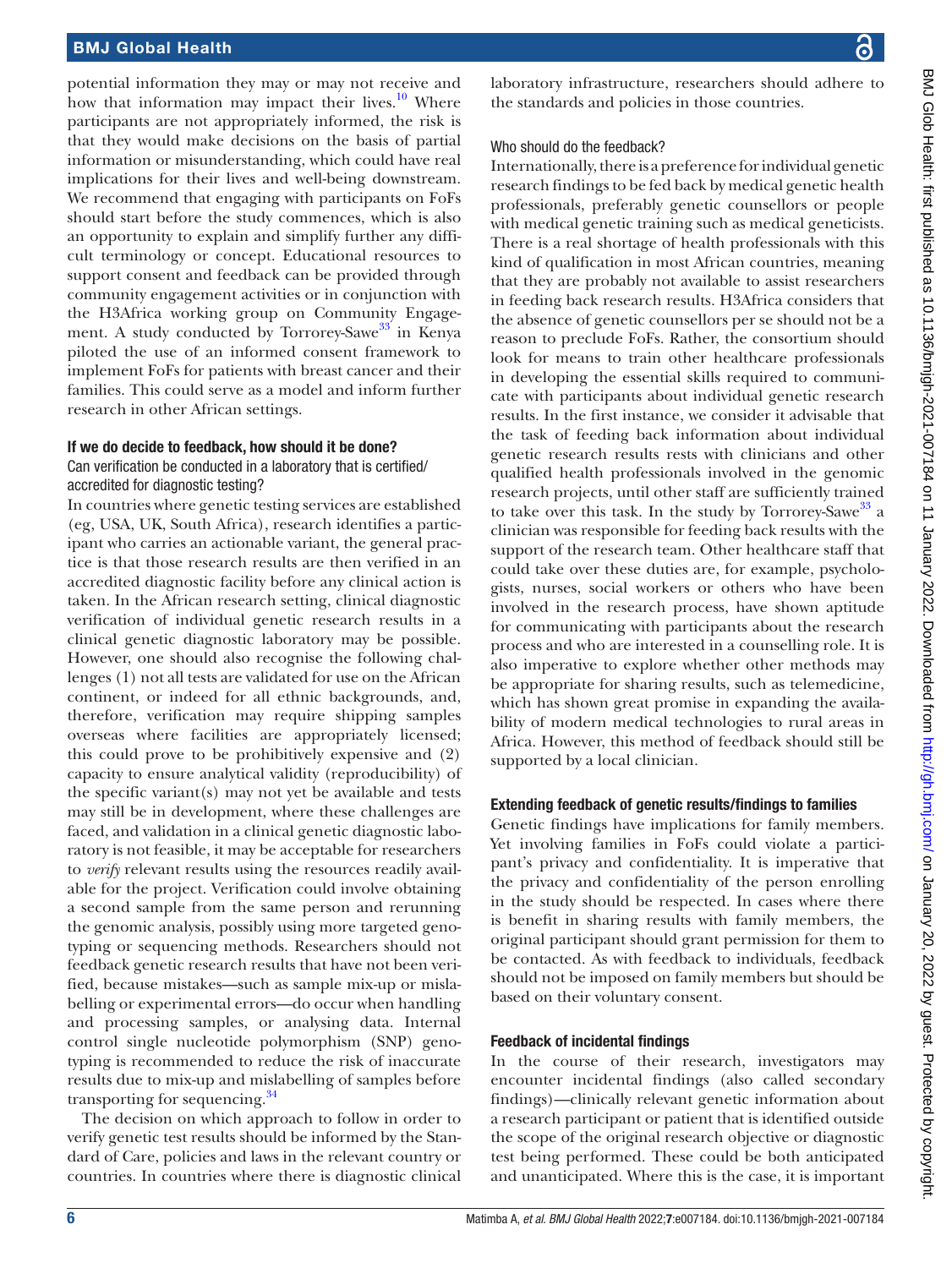potential information they may or may not receive and how that information may impact their lives.[10] Where participants are not appropriately informed, the risk is that they would make decisions on the basis of partial information or misunderstanding, which could have real implications for their lives and well-being downstream. We recommend that engaging with participants on FoFs should start before the study commences, which is also an opportunity to explain and simplify further any difficult terminology or concept. Educational resources to support consent and feedback can be provided through community engagement activities or in conjunction with the H3Africa working group on Community Engagement. A study conducted by Torrorey-Sawe[33] in Kenya piloted the use of an informed consent framework to implement FoFs for patients with breast cancer and their families. This could serve as a model and inform further research in other African settings.

### If we do decide to feedback, how should it be done?

#### Can verification be conducted in a laboratory that is certified/accredited for diagnostic testing?

In countries where genetic testing services are established (eg, USA, UK, South Africa), research identifies a participant who carries an actionable variant, the general practice is that those research results are then verified in an accredited diagnostic facility before any clinical action is taken. In the African research setting, clinical diagnostic verification of individual genetic research results in a clinical genetic diagnostic laboratory may be possible. However, one should also recognise the following challenges (1) not all tests are validated for use on the African continent, or indeed for all ethnic backgrounds, and, therefore, verification may require shipping samples overseas where facilities are appropriately licensed; this could prove to be prohibitively expensive and (2) capacity to ensure analytical validity (reproducibility) of the specific variant(s) may not yet be available and tests may still be in development, where these challenges are faced, and validation in a clinical genetic diagnostic laboratory is not feasible, it may be acceptable for researchers to *verify* relevant results using the resources readily available for the project. Verification could involve obtaining a second sample from the same person and rerunning the genomic analysis, possibly using more targeted genotyping or sequencing methods. Researchers should not feedback genetic research results that have not been verified, because mistakes—such as sample mix-up or mislabelling or experimental errors—do occur when handling and processing samples, or analysing data. Internal control single nucleotide polymorphism (SNP) genotyping is recommended to reduce the risk of inaccurate results due to mix-up and mislabelling of samples before transporting for sequencing.[34]

The decision on which approach to follow in order to verify genetic test results should be informed by the Standard of Care, policies and laws in the relevant country or countries. In countries where there is diagnostic clinical laboratory infrastructure, researchers should adhere to the standards and policies in those countries.

#### Who should do the feedback?

Internationally, there is a preference for individual genetic research findings to be fed back by medical genetic health professionals, preferably genetic counsellors or people with medical genetic training such as medical geneticists. There is a real shortage of health professionals with this kind of qualification in most African countries, meaning that they are probably not available to assist researchers in feeding back research results. H3Africa considers that the absence of genetic counsellors per se should not be a reason to preclude FoFs. Rather, the consortium should look for means to train other healthcare professionals in developing the essential skills required to communicate with participants about individual genetic research results. In the first instance, we consider it advisable that the task of feeding back information about individual genetic research results rests with clinicians and other qualified health professionals involved in the genomic research projects, until other staff are sufficiently trained to take over this task. In the study by Torrorey-Sawe[33] a clinician was responsible for feeding back results with the support of the research team. Other healthcare staff that could take over these duties are, for example, psychologists, nurses, social workers or others who have been involved in the research process, have shown aptitude for communicating with participants about the research process and who are interested in a counselling role. It is also imperative to explore whether other methods may be appropriate for sharing results, such as telemedicine, which has shown great promise in expanding the availability of modern medical technologies to rural areas in Africa. However, this method of feedback should still be supported by a local clinician.

### Extending feedback of genetic results/findings to families

Genetic findings have implications for family members. Yet involving families in FoFs could violate a participant's privacy and confidentiality. It is imperative that the privacy and confidentiality of the person enrolling in the study should be respected. In cases where there is benefit in sharing results with family members, the original participant should grant permission for them to be contacted. As with feedback to individuals, feedback should not be imposed on family members but should be based on their voluntary consent.

### Feedback of incidental findings

In the course of their research, investigators may encounter incidental findings (also called secondary findings)—clinically relevant genetic information about a research participant or patient that is identified outside the scope of the original research objective or diagnostic test being performed. These could be both anticipated and unanticipated. Where this is the case, it is important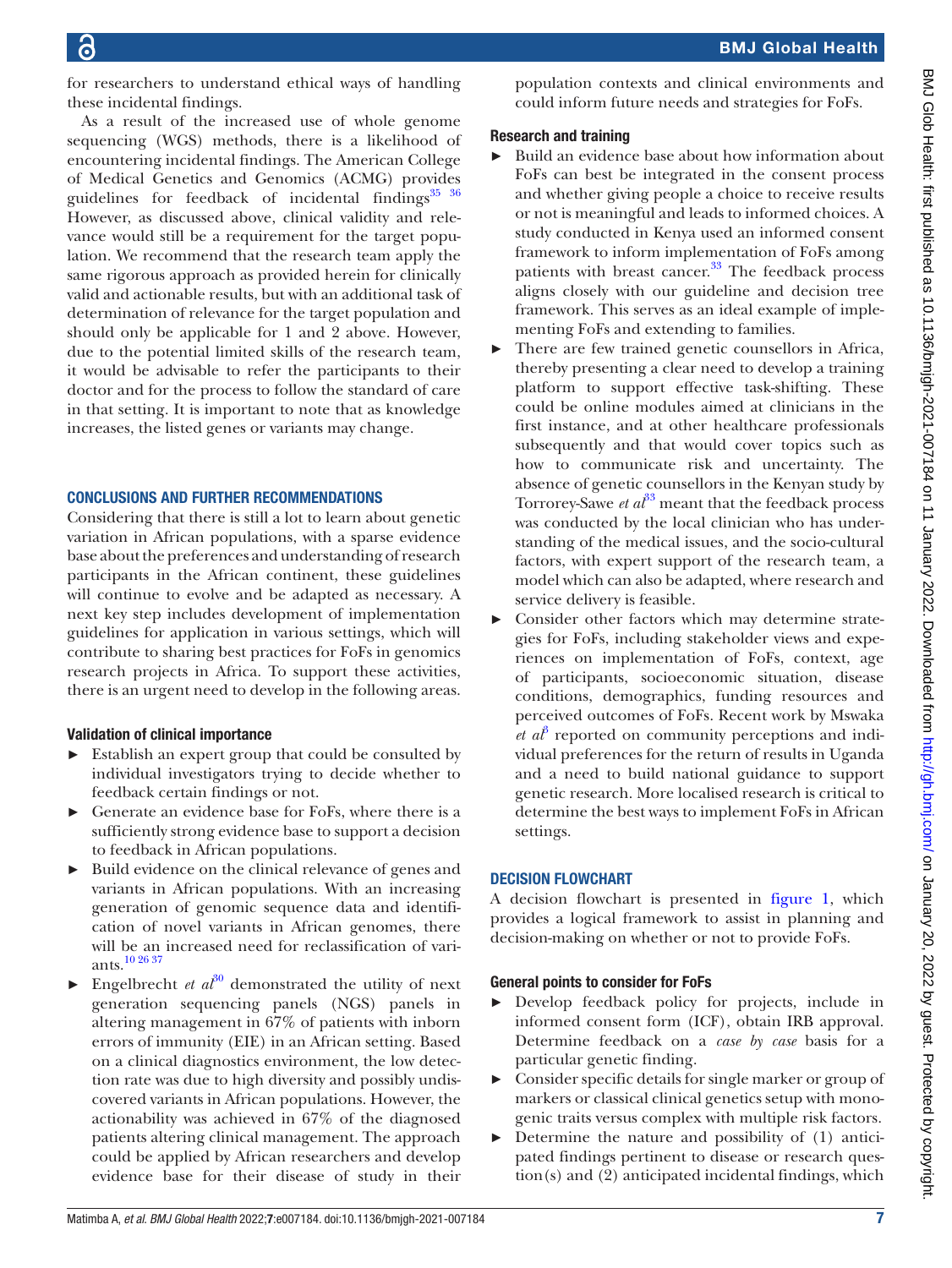for researchers to understand ethical ways of handling these incidental findings.

As a result of the increased use of whole genome sequencing (WGS) methods, there is a likelihood of encountering incidental findings. The American College of Medical Genetics and Genomics (ACMG) provides guidelines for feedback of incidental findings[35 36] However, as discussed above, clinical validity and relevance would still be a requirement for the target population. We recommend that the research team apply the same rigorous approach as provided herein for clinically valid and actionable results, but with an additional task of determination of relevance for the target population and should only be applicable for 1 and 2 above. However, due to the potential limited skills of the research team, it would be advisable to refer the participants to their doctor and for the process to follow the standard of care in that setting. It is important to note that as knowledge increases, the listed genes or variants may change.

## CONCLUSIONS AND FURTHER RECOMMENDATIONS

Considering that there is still a lot to learn about genetic variation in African populations, with a sparse evidence base about the preferences and understanding of research participants in the African continent, these guidelines will continue to evolve and be adapted as necessary. A next key step includes development of implementation guidelines for application in various settings, which will contribute to sharing best practices for FoFs in genomics research projects in Africa. To support these activities, there is an urgent need to develop in the following areas.

### Validation of clinical importance

- Establish an expert group that could be consulted by individual investigators trying to decide whether to feedback certain findings or not.
- Generate an evidence base for FoFs, where there is a sufficiently strong evidence base to support a decision to feedback in African populations.
- Build evidence on the clinical relevance of genes and variants in African populations. With an increasing generation of genomic sequence data and identification of novel variants in African genomes, there will be an increased need for reclassification of variants.[10 26 37]
- Engelbrecht *et al*[30] demonstrated the utility of next generation sequencing panels (NGS) panels in altering management in 67% of patients with inborn errors of immunity (EIE) in an African setting. Based on a clinical diagnostics environment, the low detection rate was due to high diversity and possibly undiscovered variants in African populations. However, the actionability was achieved in 67% of the diagnosed patients altering clinical management. The approach could be applied by African researchers and develop evidence base for their disease of study in their population contexts and clinical environments and could inform future needs and strategies for FoFs.

### Research and training

- Build an evidence base about how information about FoFs can best be integrated in the consent process and whether giving people a choice to receive results or not is meaningful and leads to informed choices. A study conducted in Kenya used an informed consent framework to inform implementation of FoFs among patients with breast cancer.[33] The feedback process aligns closely with our guideline and decision tree framework. This serves as an ideal example of implementing FoFs and extending to families.
- There are few trained genetic counsellors in Africa, thereby presenting a clear need to develop a training platform to support effective task-shifting. These could be online modules aimed at clinicians in the first instance, and at other healthcare professionals subsequently and that would cover topics such as how to communicate risk and uncertainty. The absence of genetic counsellors in the Kenyan study by Torrorey-Sawe *et al*[33] meant that the feedback process was conducted by the local clinician who has understanding of the medical issues, and the socio-cultural factors, with expert support of the research team, a model which can also be adapted, where research and service delivery is feasible.
- Consider other factors which may determine strategies for FoFs, including stakeholder views and experiences on implementation of FoFs, context, age of participants, socioeconomic situation, disease conditions, demographics, funding resources and perceived outcomes of FoFs. Recent work by Mswaka *et al*[8] reported on community perceptions and individual preferences for the return of results in Uganda and a need to build national guidance to support genetic research. More localised research is critical to determine the best ways to implement FoFs in African settings.

## DECISION FLOWCHART

A decision flowchart is presented in figure 1, which provides a logical framework to assist in planning and decision-making on whether or not to provide FoFs.

### General points to consider for FoFs

- Develop feedback policy for projects, include in informed consent form (ICF), obtain IRB approval. Determine feedback on a *case by case* basis for a particular genetic finding.
- Consider specific details for single marker or group of markers or classical clinical genetics setup with monogenic traits versus complex with multiple risk factors.
- Determine the nature and possibility of (1) anticipated findings pertinent to disease or research question(s) and (2) anticipated incidental findings, which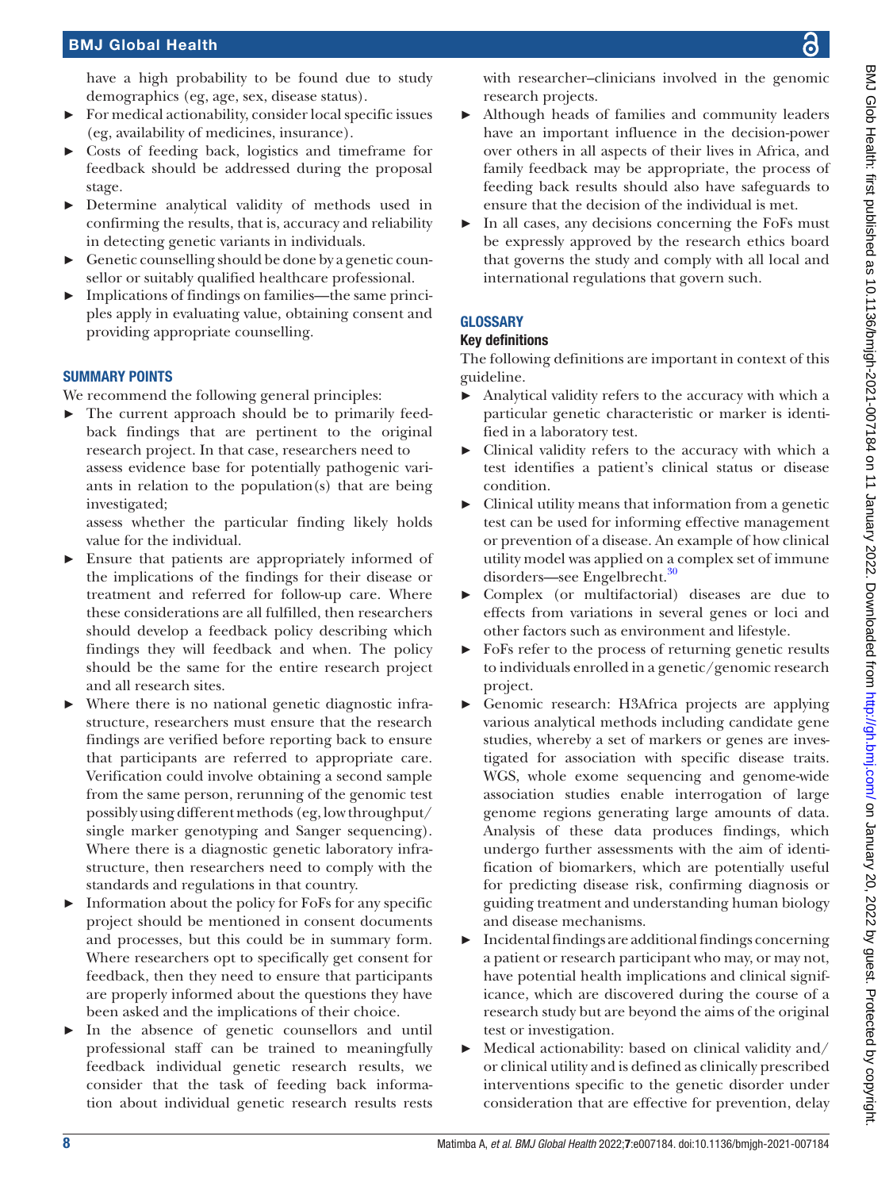have a high probability to be found due to study demographics (eg, age, sex, disease status).

- For medical actionability, consider local specific issues (eg, availability of medicines, insurance).
- Costs of feeding back, logistics and timeframe for feedback should be addressed during the proposal stage.
- Determine analytical validity of methods used in confirming the results, that is, accuracy and reliability in detecting genetic variants in individuals.
- Genetic counselling should be done by a genetic counsellor or suitably qualified healthcare professional.
- Implications of findings on families—the same principles apply in evaluating value, obtaining consent and providing appropriate counselling.

## SUMMARY POINTS

We recommend the following general principles:

- The current approach should be to primarily feedback findings that are pertinent to the original research project. In that case, researchers need to
  
  assess evidence base for potentially pathogenic variants in relation to the population(s) that are being investigated;
  
  assess whether the particular finding likely holds value for the individual.
- Ensure that patients are appropriately informed of the implications of the findings for their disease or treatment and referred for follow-up care. Where these considerations are all fulfilled, then researchers should develop a feedback policy describing which findings they will feedback and when. The policy should be the same for the entire research project and all research sites.
- Where there is no national genetic diagnostic infrastructure, researchers must ensure that the research findings are verified before reporting back to ensure that participants are referred to appropriate care. Verification could involve obtaining a second sample from the same person, rerunning of the genomic test possibly using different methods (eg, low throughput/single marker genotyping and Sanger sequencing). Where there is a diagnostic genetic laboratory infrastructure, then researchers need to comply with the standards and regulations in that country.
- Information about the policy for FoFs for any specific project should be mentioned in consent documents and processes, but this could be in summary form. Where researchers opt to specifically get consent for feedback, then they need to ensure that participants are properly informed about the questions they have been asked and the implications of their choice.
- In the absence of genetic counsellors and until professional staff can be trained to meaningfully feedback individual genetic research results, we consider that the task of feeding back information about individual genetic research results rests with researcher–clinicians involved in the genomic research projects.
- Although heads of families and community leaders have an important influence in the decision-power over others in all aspects of their lives in Africa, and family feedback may be appropriate, the process of feeding back results should also have safeguards to ensure that the decision of the individual is met.
- In all cases, any decisions concerning the FoFs must be expressly approved by the research ethics board that governs the study and comply with all local and international regulations that govern such.

## GLOSSARY

### Key definitions

The following definitions are important in context of this guideline.

- Analytical validity refers to the accuracy with which a particular genetic characteristic or marker is identified in a laboratory test.
- Clinical validity refers to the accuracy with which a test identifies a patient's clinical status or disease condition.
- Clinical utility means that information from a genetic test can be used for informing effective management or prevention of a disease. An example of how clinical utility model was applied on a complex set of immune disorders—see Engelbrecht.[30]
- Complex (or multifactorial) diseases are due to effects from variations in several genes or loci and other factors such as environment and lifestyle.
- FoFs refer to the process of returning genetic results to individuals enrolled in a genetic/genomic research project.
- Genomic research: H3Africa projects are applying various analytical methods including candidate gene studies, whereby a set of markers or genes are investigated for association with specific disease traits. WGS, whole exome sequencing and genome-wide association studies enable interrogation of large genome regions generating large amounts of data. Analysis of these data produces findings, which undergo further assessments with the aim of identification of biomarkers, which are potentially useful for predicting disease risk, confirming diagnosis or guiding treatment and understanding human biology and disease mechanisms.
- Incidental findings are additional findings concerning a patient or research participant who may, or may not, have potential health implications and clinical significance, which are discovered during the course of a research study but are beyond the aims of the original test or investigation.
- Medical actionability: based on clinical validity and/or clinical utility and is defined as clinically prescribed interventions specific to the genetic disorder under consideration that are effective for prevention, delay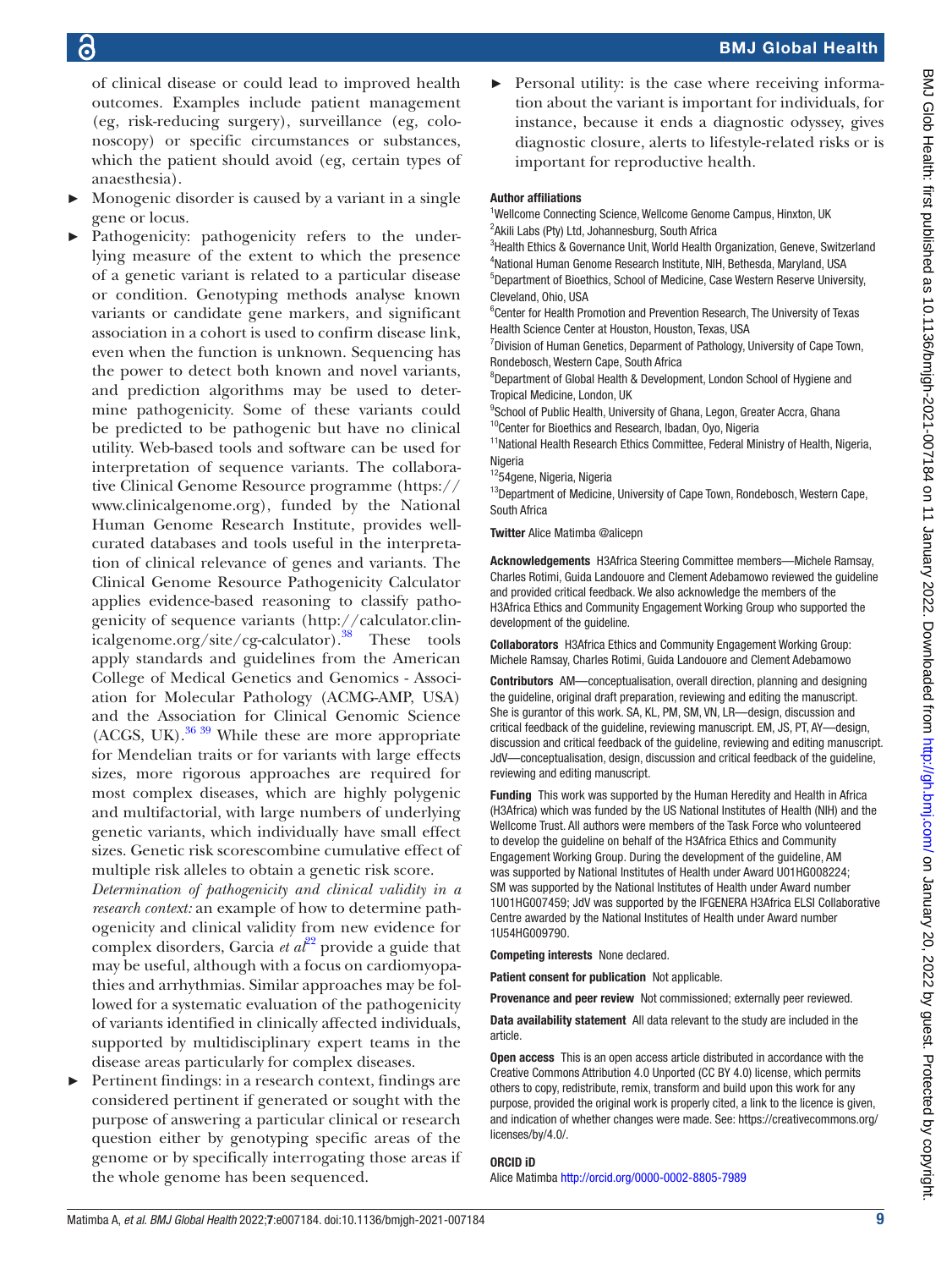of clinical disease or could lead to improved health outcomes. Examples include patient management (eg, risk-reducing surgery), surveillance (eg, colonoscopy) or specific circumstances or substances, which the patient should avoid (eg, certain types of anaesthesia).

- Monogenic disorder is caused by a variant in a single gene or locus.
- Pathogenicity: pathogenicity refers to the underlying measure of the extent to which the presence of a genetic variant is related to a particular disease or condition. Genotyping methods analyse known variants or candidate gene markers, and significant association in a cohort is used to confirm disease link, even when the function is unknown. Sequencing has the power to detect both known and novel variants, and prediction algorithms may be used to determine pathogenicity. Some of these variants could be predicted to be pathogenic but have no clinical utility. Web-based tools and software can be used for interpretation of sequence variants. The collaborative Clinical Genome Resource programme (https://www.clinicalgenome.org), funded by the National Human Genome Research Institute, provides well-curated databases and tools useful in the interpretation of clinical relevance of genes and variants. The Clinical Genome Resource Pathogenicity Calculator applies evidence-based reasoning to classify pathogenicity of sequence variants (http://calculator.clinicalgenome.org/site/cg-calculator).[38] These tools apply standards and guidelines from the American College of Medical Genetics and Genomics - Association for Molecular Pathology (ACMG-AMP, USA) and the Association for Clinical Genomic Science (ACGS, UK).[36 39] While these are more appropriate for Mendelian traits or for variants with large effects sizes, more rigorous approaches are required for most complex diseases, which are highly polygenic and multifactorial, with large numbers of underlying genetic variants, which individually have small effect sizes. Genetic risk scorescombine cumulative effect of multiple risk alleles to obtain a genetic risk score.
  *Determination of pathogenicity and clinical validity in a research context:* an example of how to determine pathogenicity and clinical validity from new evidence for complex disorders, Garcia *et al*[22] provide a guide that may be useful, although with a focus on cardiomyopathies and arrhythmias. Similar approaches may be followed for a systematic evaluation of the pathogenicity of variants identified in clinically affected individuals, supported by multidisciplinary expert teams in the disease areas particularly for complex diseases.
- Pertinent findings: in a research context, findings are considered pertinent if generated or sought with the purpose of answering a particular clinical or research question either by genotyping specific areas of the genome or by specifically interrogating those areas if the whole genome has been sequenced.
- Personal utility: is the case where receiving information about the variant is important for individuals, for instance, because it ends a diagnostic odyssey, gives diagnostic closure, alerts to lifestyle-related risks or is important for reproductive health.

**Author affiliations**

[1]Wellcome Connecting Science, Wellcome Genome Campus, Hinxton, UK
[2]Akili Labs (Pty) Ltd, Johannesburg, South Africa
[3]Health Ethics & Governance Unit, World Health Organization, Geneva, Switzerland
[4]National Human Genome Research Institute, NIH, Bethesda, Maryland, USA
[5]Department of Bioethics, School of Medicine, Case Western Reserve University, Cleveland, Ohio, USA
[6]Center for Health Promotion and Prevention Research, The University of Texas Health Science Center at Houston, Houston, Texas, USA
[7]Division of Human Genetics, Deparment of Pathology, University of Cape Town, Rondebosch, Western Cape, South Africa
[8]Department of Global Health & Development, London School of Hygiene and Tropical Medicine, London, UK
[9]School of Public Health, University of Ghana, Legon, Greater Accra, Ghana
[10]Center for Bioethics and Research, Ibadan, Oyo, Nigeria
[11]National Health Research Ethics Committee, Federal Ministry of Health, Nigeria, Nigeria
[12]54gene, Nigeria, Nigeria
[13]Department of Medicine, University of Cape Town, Rondebosch, Western Cape, South Africa

**Twitter** Alice Matimba @alicepn

**Acknowledgements** H3Africa Steering Committee members—Michele Ramsay, Charles Rotimi, Guida Landouore and Clement Adebamowo reviewed the guideline and provided critical feedback. We also acknowledge the members of the H3Africa Ethics and Community Engagement Working Group who supported the development of the guideline.

**Collaborators** H3Africa Ethics and Community Engagement Working Group: Michele Ramsay, Charles Rotimi, Guida Landouore and Clement Adebamowo

**Contributors** AM—conceptualisation, overall direction, planning and designing the guideline, original draft preparation, reviewing and editing the manuscript. She is gurantor of this work. SA, KL, PM, SM, VN, LR—design, discussion and critical feedback of the guideline, reviewing manuscript. EM, JS, PT, AY—design, discussion and critical feedback of the guideline, reviewing and editing manuscript. JdV—conceptualisation, design, discussion and critical feedback of the guideline, reviewing and editing manuscript.

**Funding** This work was supported by the Human Heredity and Health in Africa (H3Africa) which was funded by the US National Institutes of Health (NIH) and the Wellcome Trust. All authors were members of the Task Force who volunteered to develop the guideline on behalf of the H3Africa Ethics and Community Engagement Working Group. During the development of the guideline, AM was supported by National Institutes of Health under Award U01HG008224; SM was supported by the National Institutes of Health under Award number 1U01HG007459; JdV was supported by the IFGENERA H3Africa ELSI Collaborative Centre awarded by the National Institutes of Health under Award number 1U54HG009790.

**Competing interests** None declared.

**Patient consent for publication** Not applicable.

**Provenance and peer review** Not commissioned; externally peer reviewed.

**Data availability statement** All data relevant to the study are included in the article.

**Open access** This is an open access article distributed in accordance with the Creative Commons Attribution 4.0 Unported (CC BY 4.0) license, which permits others to copy, redistribute, remix, transform and build upon this work for any purpose, provided the original work is properly cited, a link to the licence is given, and indication of whether changes were made. See: https://creativecommons.org/licenses/by/4.0/.

**ORCID iD**

Alice Matimba http://orcid.org/0000-0002-8805-7989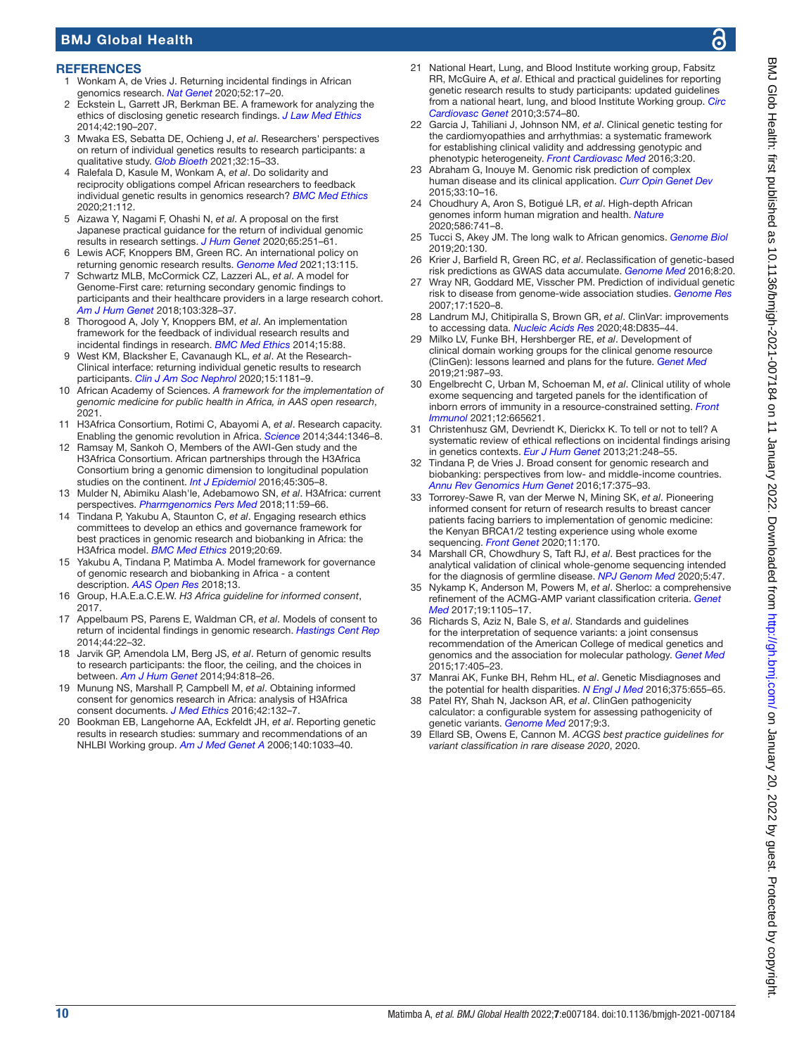## REFERENCES

1. Wonkam A, de Vries J. Returning incidental findings in African genomics research. *Nat Genet* 2020;52:17–20.
2. Eckstein L, Garrett JR, Berkman BE. A framework for analyzing the ethics of disclosing genetic research findings. *J Law Med Ethics* 2014;42:190–207.
3. Mwaka ES, Sebatta DE, Ochieng J, *et al*. Researchers' perspectives on return of individual genetics results to research participants: a qualitative study. *Glob Bioeth* 2021;32:15–33.
4. Ralefala D, Kasule M, Wonkam A, *et al*. Do solidarity and reciprocity obligations compel African researchers to feedback individual genetic results in genomics research? *BMC Med Ethics* 2020;21:112.
5. Aizawa Y, Nagami F, Ohashi N, *et al*. A proposal on the first Japanese practical guidance for the return of individual genomic results in research settings. *J Hum Genet* 2020;65:251–61.
6. Lewis ACF, Knoppers BM, Green RC. An international policy on returning genomic research results. *Genome Med* 2021;13:115.
7. Schwartz MLB, McCormick CZ, Lazzeri AL, *et al*. A model for Genome-First care: returning secondary genomic findings to participants and their healthcare providers in a large research cohort. *Am J Hum Genet* 2018;103:328–37.
8. Thorogood A, Joly Y, Knoppers BM, *et al*. An implementation framework for the feedback of individual research results and incidental findings in research. *BMC Med Ethics* 2014;15:88.
9. West KM, Blacksher E, Cavanaugh KL, *et al*. At the Research-Clinical interface: returning individual genetic results to research participants. *Clin J Am Soc Nephrol* 2020;15:1181–9.
10. African Academy of Sciences. *A framework for the implementation of genomic medicine for public health in Africa, in AAS open research*, 2021.
11. H3Africa Consortium, Rotimi C, Abayomi A, *et al*. Research capacity. Enabling the genomic revolution in Africa. *Science* 2014;344:1346–8.
12. Ramsay M, Sankoh O, Members of the AWI-Gen study and the H3Africa Consortium. African partnerships through the H3Africa Consortium bring a genomic dimension to longitudinal population studies on the continent. *Int J Epidemiol* 2016;45:305–8.
13. Mulder N, Abimiku Alash'le, Adebamowo SN, *et al*. H3Africa: current perspectives. *Pharmgenomics Pers Med* 2018;11:59–66.
14. Tindana P, Yakubu A, Staunton C, *et al*. Engaging research ethics committees to develop an ethics and governance framework for best practices in genomic research and biobanking in Africa: the H3Africa model. *BMC Med Ethics* 2019;20:69.
15. Yakubu A, Tindana P, Matimba A. Model framework for governance of genomic research and biobanking in Africa - a content description. *AAS Open Res* 2018;13.
16. Group, H.A.E.a.C.E.W. *H3 Africa guideline for informed consent*, 2017.
17. Appelbaum PS, Parens E, Waldman CR, *et al*. Models of consent to return of incidental findings in genomic research. *Hastings Cent Rep* 2014;44:22–32.
18. Jarvik GP, Amendola LM, Berg JS, *et al*. Return of genomic results to research participants: the floor, the ceiling, and the choices in between. *Am J Hum Genet* 2014;94:818–26.
19. Munung NS, Marshall P, Campbell M, *et al*. Obtaining informed consent for genomics research in Africa: analysis of H3Africa consent documents. *J Med Ethics* 2016;42:132–7.
20. Bookman EB, Langehorne AA, Eckfeldt JH, *et al*. Reporting genetic results in research studies: summary and recommendations of an NHLBI Working group. *Am J Med Genet A* 2006;140:1033–40.
21. National Heart, Lung, and Blood Institute working group, Fabsitz RR, McGuire A, *et al*. Ethical and practical guidelines for reporting genetic research results to study participants: updated guidelines from a national heart, lung, and blood Institute Working group. *Circ Cardiovasc Genet* 2010;3:574–80.
22. Garcia J, Tahiliani J, Johnson NM, *et al*. Clinical genetic testing for the cardiomyopathies and arrhythmias: a systematic framework for establishing clinical validity and addressing genotypic and phenotypic heterogeneity. *Front Cardiovasc Med* 2016;3:20.
23. Abraham G, Inouye M. Genomic risk prediction of complex human disease and its clinical application. *Curr Opin Genet Dev* 2015;33:10–16.
24. Choudhury A, Aron S, Botigué LR, *et al*. High-depth African genomes inform human migration and health. *Nature* 2020;586:741–8.
25. Tucci S, Akey JM. The long walk to African genomics. *Genome Biol* 2019;20:130.
26. Krier J, Barfield R, Green RC, *et al*. Reclassification of genetic-based risk predictions as GWAS data accumulate. *Genome Med* 2016;8:20.
27. Wray NR, Goddard ME, Visscher PM. Prediction of individual genetic risk to disease from genome-wide association studies. *Genome Res* 2007;17:1520–8.
28. Landrum MJ, Chitipiralla S, Brown GR, *et al*. ClinVar: improvements to accessing data. *Nucleic Acids Res* 2020;48:D835–44.
29. Milko LV, Funke BH, Hershberger RE, *et al*. Development of clinical domain working groups for the clinical genome resource (ClinGen): lessons learned and plans for the future. *Genet Med* 2019;21:987–93.
30. Engelbrecht C, Urban M, Schoeman M, *et al*. Clinical utility of whole exome sequencing and targeted panels for the identification of inborn errors of immunity in a resource-constrained setting. *Front Immunol* 2021;12:665621.
31. Christenhusz GM, Devriendt K, Dierickx K. To tell or not to tell? A systematic review of ethical reflections on incidental findings arising in genetics contexts. *Eur J Hum Genet* 2013;21:248–55.
32. Tindana P, de Vries J. Broad consent for genomic research and biobanking: perspectives from low- and middle-income countries. *Annu Rev Genomics Hum Genet* 2016;17:375–93.
33. Torrorey-Sawe R, van der Merwe N, Mining SK, *et al*. Pioneering informed consent for return of research results to breast cancer patients facing barriers to implementation of genomic medicine: the Kenyan BRCA1/2 testing experience using whole exome sequencing. *Front Genet* 2020;11:170.
34. Marshall CR, Chowdhury S, Taft RJ, *et al*. Best practices for the analytical validation of clinical whole-genome sequencing intended for the diagnosis of germline disease. *NPJ Genom Med* 2020;5:47.
35. Nykamp K, Anderson M, Powers M, *et al*. Sherloc: a comprehensive refinement of the ACMG-AMP variant classification criteria. *Genet Med* 2017;19:1105–17.
36. Richards S, Aziz N, Bale S, *et al*. Standards and guidelines for the interpretation of sequence variants: a joint consensus recommendation of the American College of medical genetics and genomics and the association for molecular pathology. *Genet Med* 2015;17:405–23.
37. Manrai AK, Funke BH, Rehm HL, *et al*. Genetic Misdiagnoses and the potential for health disparities. *N Engl J Med* 2016;375:655–65.
38. Patel RY, Shah N, Jackson AR, *et al*. ClinGen pathogenicity calculator: a configurable system for assessing pathogenicity of genetic variants. *Genome Med* 2017;9:3.
39. Ellard SB, Owens E, Cannon M. *ACGS best practice guidelines for variant classification in rare disease 2020*, 2020.